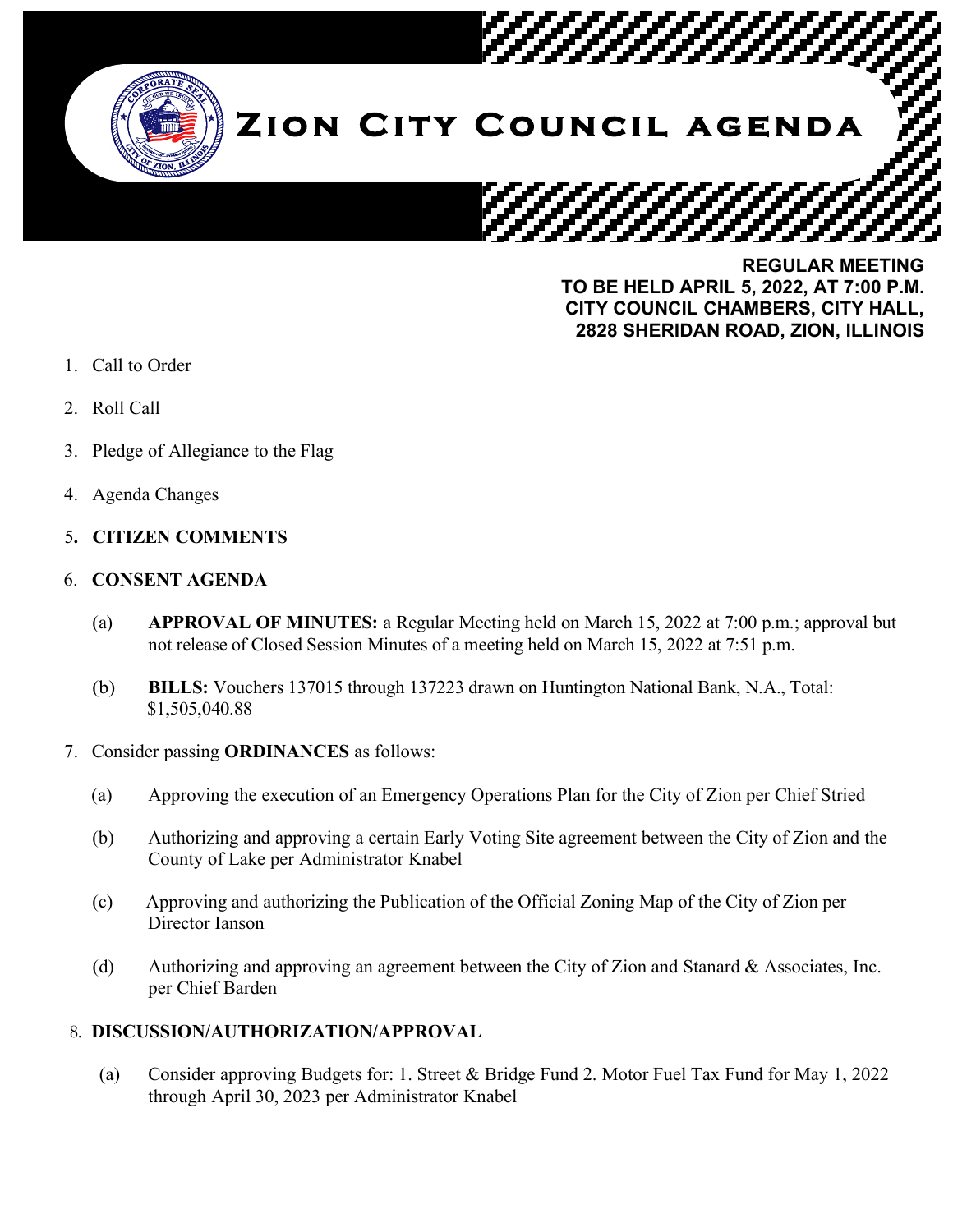# Zion City Council Agenda

**REGULAR MEETING**
**TO BE HELD APRIL 5, 2022, AT 7:00 P.M.**
**CITY COUNCIL CHAMBERS, CITY HALL,**
**2828 SHERIDAN ROAD, ZION, ILLINOIS**

1. Call to Order
2. Roll Call
3. Pledge of Allegiance to the Flag
4. Agenda Changes
5. **CITIZEN COMMENTS**
6. **CONSENT AGENDA**

   (a) **APPROVAL OF MINUTES:** a Regular Meeting held on March 15, 2022 at 7:00 p.m.; approval but not release of Closed Session Minutes of a meeting held on March 15, 2022 at 7:51 p.m.

   (b) **BILLS:** Vouchers 137015 through 137223 drawn on Huntington National Bank, N.A., Total: $1,505,040.88

7. Consider passing **ORDINANCES** as follows:

   (a) Approving the execution of an Emergency Operations Plan for the City of Zion per Chief Stried

   (b) Authorizing and approving a certain Early Voting Site agreement between the City of Zion and the County of Lake per Administrator Knabel

   (c) Approving and authorizing the Publication of the Official Zoning Map of the City of Zion per Director Ianson

   (d) Authorizing and approving an agreement between the City of Zion and Stanard & Associates, Inc. per Chief Barden

8. **DISCUSSION/AUTHORIZATION/APPROVAL**

   (a) Consider approving Budgets for: 1. Street & Bridge Fund 2. Motor Fuel Tax Fund for May 1, 2022 through April 30, 2023 per Administrator Knabel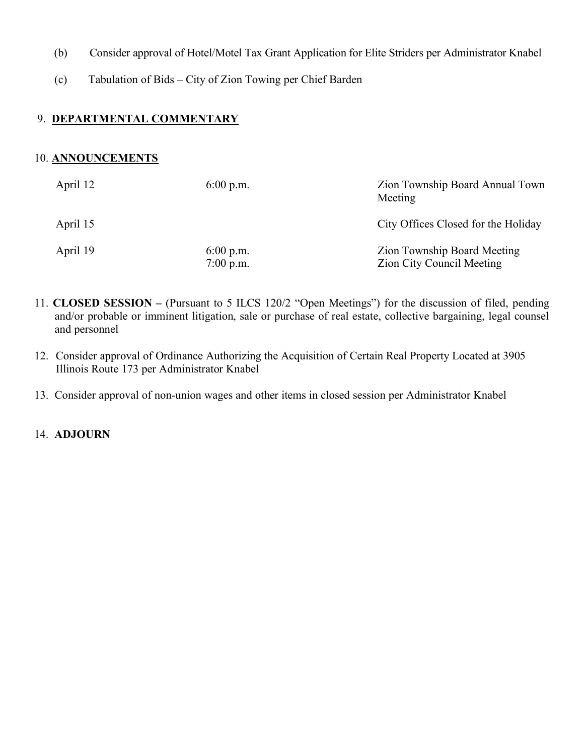(b) Consider approval of Hotel/Motel Tax Grant Application for Elite Striders per Administrator Knabel

(c) Tabulation of Bids – City of Zion Towing per Chief Barden

9. **DEPARTMENTAL COMMENTARY**

10. **ANNOUNCEMENTS**

| | | |
|---|---|---|
| April 12 | 6:00 p.m. | Zion Township Board Annual Town Meeting |
| April 15 | | City Offices Closed for the Holiday |
| April 19 | 6:00 p.m.<br>7:00 p.m. | Zion Township Board Meeting<br>Zion City Council Meeting |

11. **CLOSED SESSION –** (Pursuant to 5 ILCS 120/2 "Open Meetings") for the discussion of filed, pending and/or probable or imminent litigation, sale or purchase of real estate, collective bargaining, legal counsel and personnel

12. Consider approval of Ordinance Authorizing the Acquisition of Certain Real Property Located at 3905 Illinois Route 173 per Administrator Knabel

13. Consider approval of non-union wages and other items in closed session per Administrator Knabel

14. **ADJOURN**